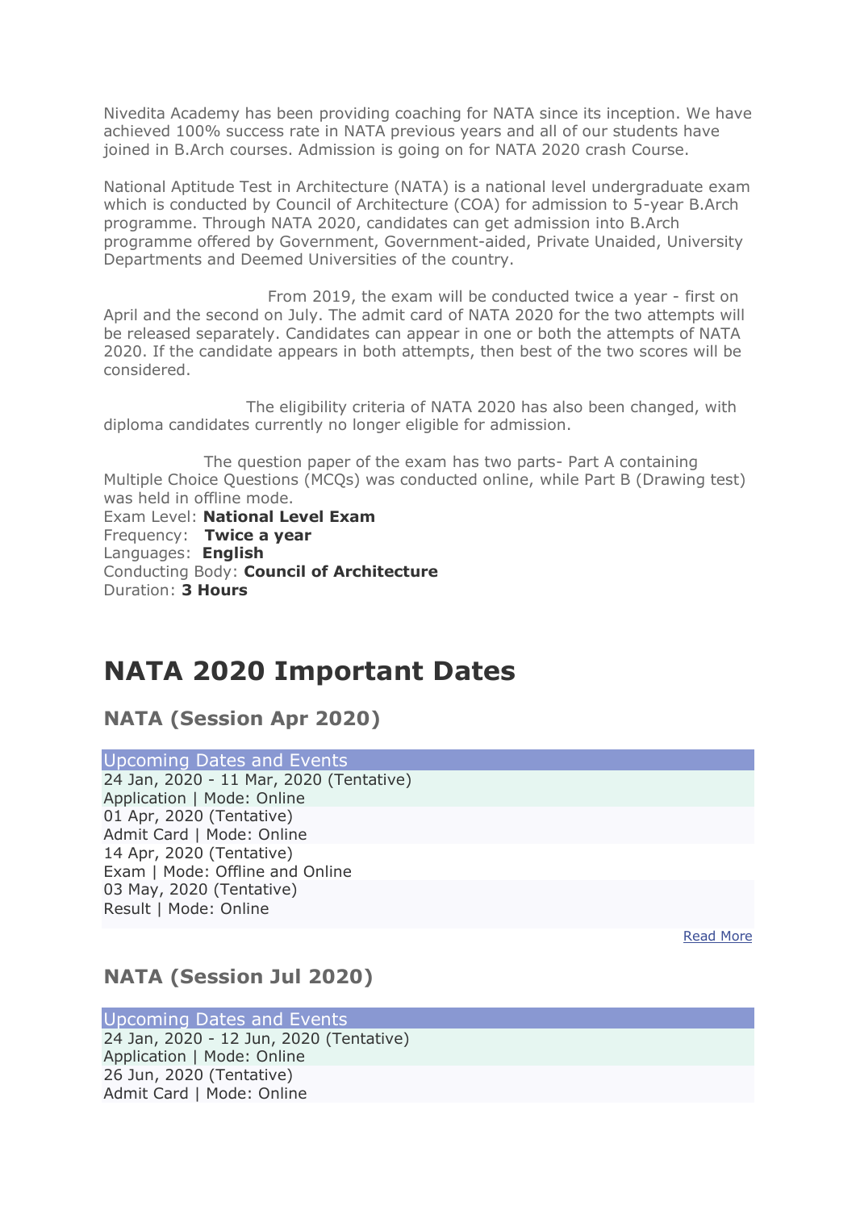Nivedita Academy has been providing coaching for NATA since its inception. We have achieved 100% success rate in NATA previous years and all of our students have joined in B.Arch courses. Admission is going on for NATA 2020 crash Course.

National Aptitude Test in Architecture (NATA) is a national level undergraduate exam which is conducted by Council of Architecture (COA) for admission to 5-year B.Arch programme. Through NATA 2020, candidates can get admission into B.Arch programme offered by Government, Government-aided, Private Unaided, University Departments and Deemed Universities of the country.

From 2019, the exam will be conducted twice a year - first on April and the second on July. The admit card of NATA 2020 for the two attempts will be released separately. Candidates can appear in one or both the attempts of NATA 2020. If the candidate appears in both attempts, then best of the two scores will be considered.

The eligibility criteria of NATA 2020 has also been changed, with diploma candidates currently no longer eligible for admission.

The question paper of the exam has two parts- Part A containing Multiple Choice Questions (MCQs) was conducted online, while Part B (Drawing test) was held in offline mode.

Exam Level: **National Level Exam**
Frequency: **Twice a year**
Languages: **English**
Conducting Body: **Council of Architecture**
Duration: **3 Hours**

# NATA 2020 Important Dates

## NATA (Session Apr 2020)

| Upcoming Dates and Events |
| --- |
| 24 Jan, 2020 - 11 Mar, 2020 (Tentative)<br>Application \| Mode: Online |
| 01 Apr, 2020 (Tentative)<br>Admit Card \| Mode: Online |
| 14 Apr, 2020 (Tentative)<br>Exam \| Mode: Offline and Online |
| 03 May, 2020 (Tentative)<br>Result \| Mode: Online |

Read More

## NATA (Session Jul 2020)

| Upcoming Dates and Events |
| --- |
| 24 Jan, 2020 - 12 Jun, 2020 (Tentative)<br>Application \| Mode: Online |
| 26 Jun, 2020 (Tentative)<br>Admit Card \| Mode: Online |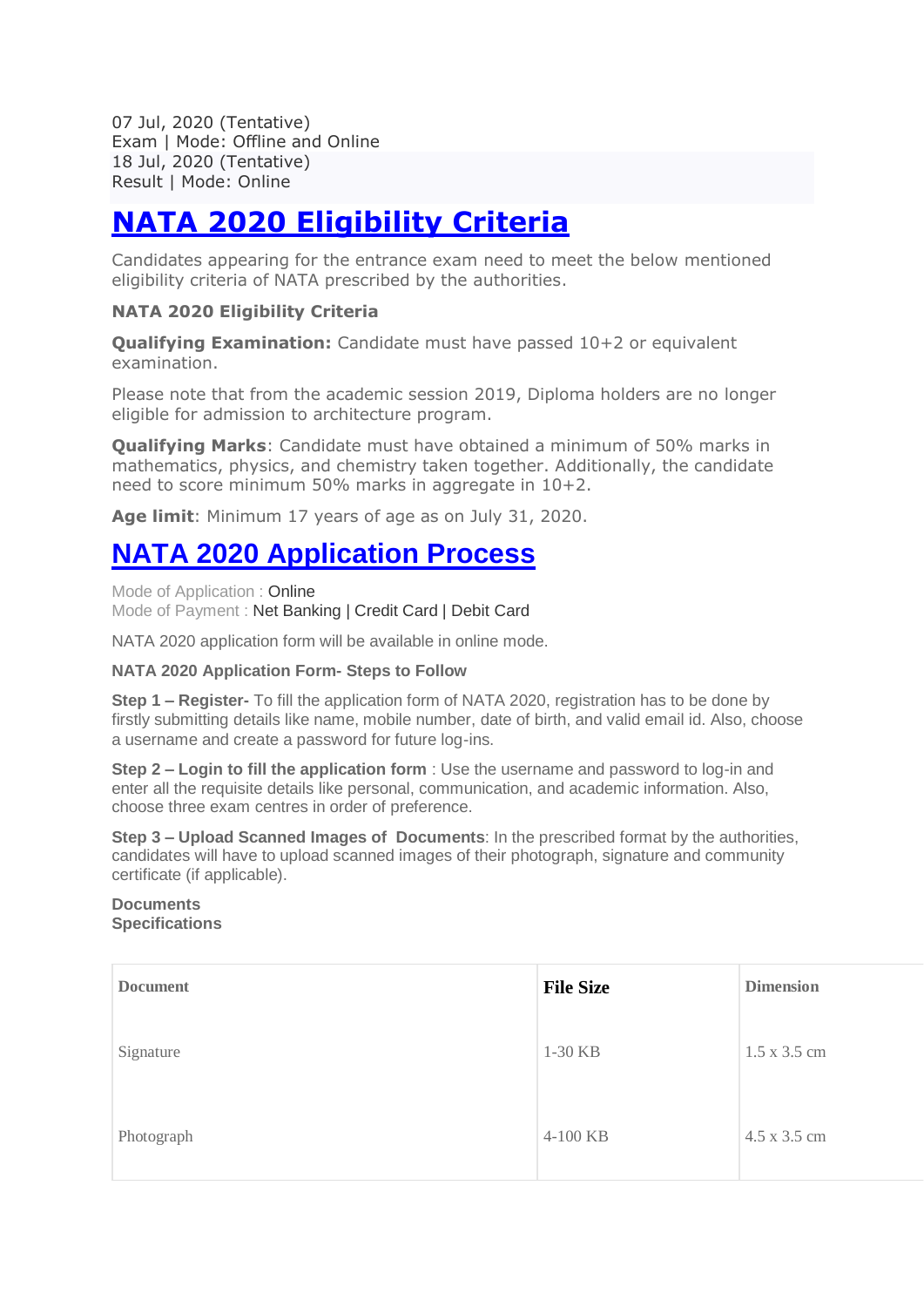07 Jul, 2020 (Tentative)
Exam | Mode: Offline and Online
18 Jul, 2020 (Tentative)
Result | Mode: Online

# NATA 2020 Eligibility Criteria

Candidates appearing for the entrance exam need to meet the below mentioned eligibility criteria of NATA prescribed by the authorities.

**NATA 2020 Eligibility Criteria**

**Qualifying Examination:** Candidate must have passed 10+2 or equivalent examination.

Please note that from the academic session 2019, Diploma holders are no longer eligible for admission to architecture program.

**Qualifying Marks**: Candidate must have obtained a minimum of 50% marks in mathematics, physics, and chemistry taken together. Additionally, the candidate need to score minimum 50% marks in aggregate in 10+2.

**Age limit**: Minimum 17 years of age as on July 31, 2020.

# NATA 2020 Application Process

Mode of Application : Online
Mode of Payment : Net Banking | Credit Card | Debit Card

NATA 2020 application form will be available in online mode.

**NATA 2020 Application Form- Steps to Follow**

**Step 1 – Register-** To fill the application form of NATA 2020, registration has to be done by firstly submitting details like name, mobile number, date of birth, and valid email id. Also, choose a username and create a password for future log-ins.

**Step 2 – Login to fill the application form** : Use the username and password to log-in and enter all the requisite details like personal, communication, and academic information. Also, choose three exam centres in order of preference.

**Step 3 – Upload Scanned Images of Documents**: In the prescribed format by the authorities, candidates will have to upload scanned images of their photograph, signature and community certificate (if applicable).

**Documents Specifications**

| Document | File Size | Dimension |
|---|---|---|
| Signature | 1-30 KB | 1.5 x 3.5 cm |
| Photograph | 4-100 KB | 4.5 x 3.5 cm |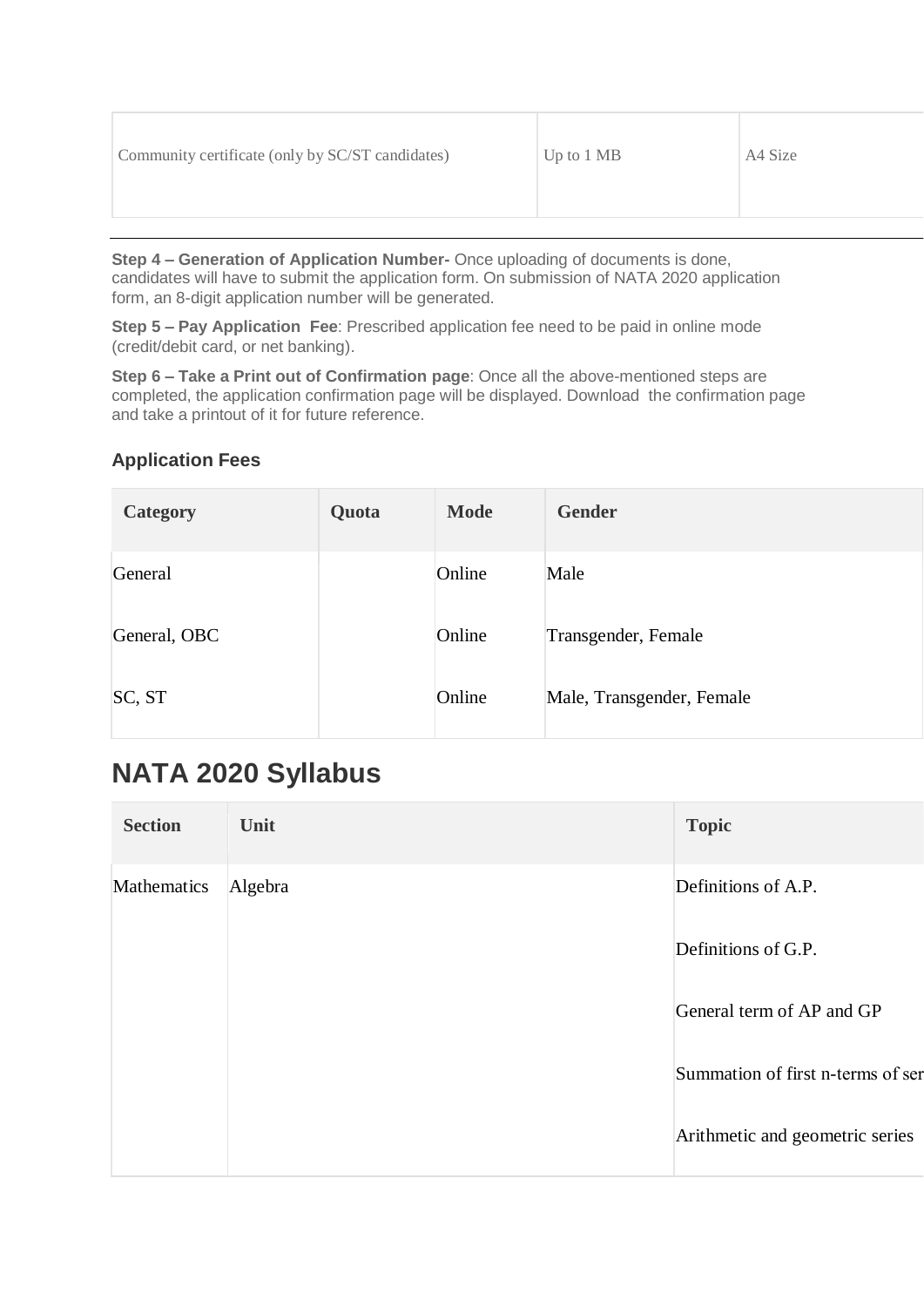| Community certificate (only by SC/ST candidates) | Up to 1 MB | A4 Size |
|---|---|---|

**Step 4 – Generation of Application Number-** Once uploading of documents is done, candidates will have to submit the application form. On submission of NATA 2020 application form, an 8-digit application number will be generated.

**Step 5 – Pay Application Fee**: Prescribed application fee need to be paid in online mode (credit/debit card, or net banking).

**Step 6 – Take a Print out of Confirmation page**: Once all the above-mentioned steps are completed, the application confirmation page will be displayed. Download the confirmation page and take a printout of it for future reference.

### Application Fees

| Category | Quota | Mode | Gender |
|---|---|---|---|
| General | | Online | Male |
| General, OBC | | Online | Transgender, Female |
| SC, ST | | Online | Male, Transgender, Female |

## NATA 2020 Syllabus

| Section | Unit | Topic |
|---|---|---|
| Mathematics | Algebra | Definitions of A.P. |
| | | Definitions of G.P. |
| | | General term of AP and GP |
| | | Summation of first n-terms of ser |
| | | Arithmetic and geometric series |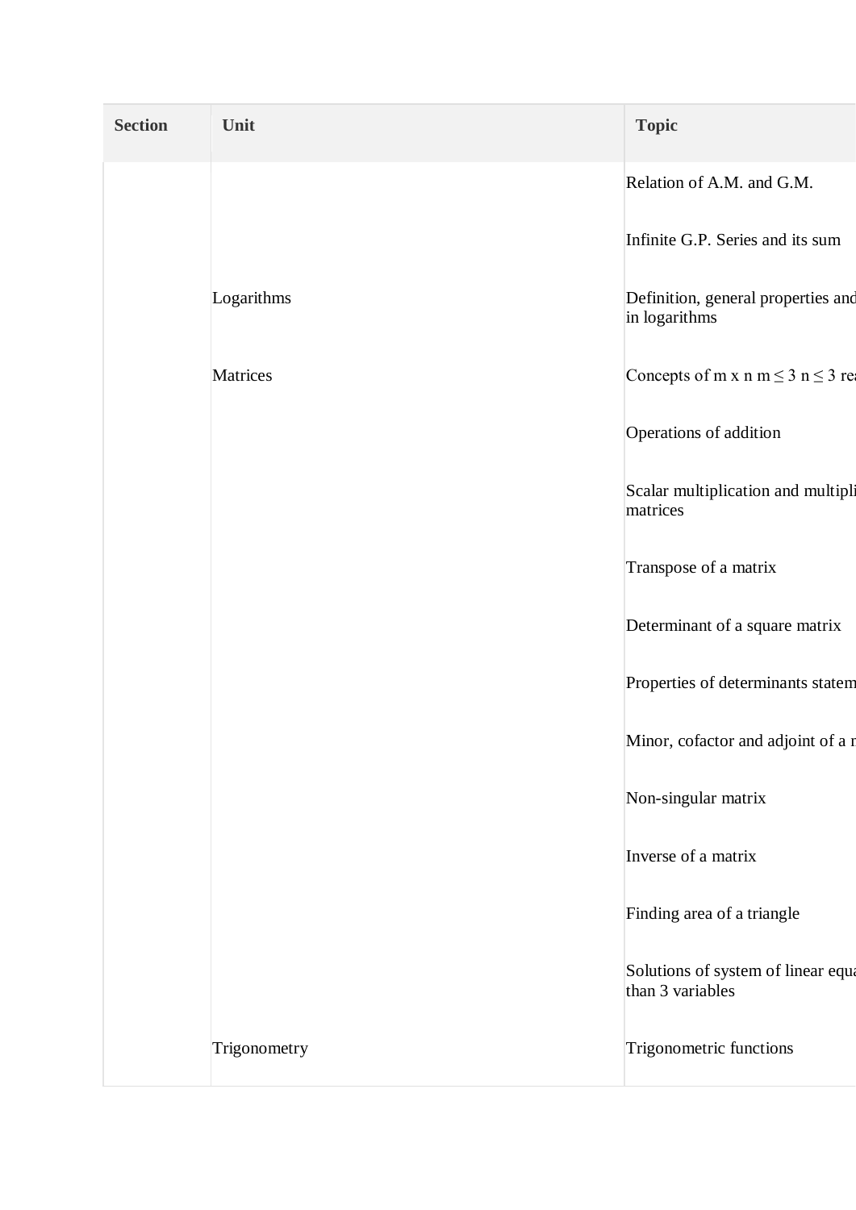| Section | Unit | Topic |
|---|---|---|
| | | Relation of A.M. and G.M. |
| | | Infinite G.P. Series and its sum |
| | Logarithms | Definition, general properties and in logarithms |
| | Matrices | Concepts of m x n $m \leq 3$ $n \leq 3$ re |
| | | Operations of addition |
| | | Scalar multiplication and multipli matrices |
| | | Transpose of a matrix |
| | | Determinant of a square matrix |
| | | Properties of determinants statem |
| | | Minor, cofactor and adjoint of a m |
| | | Non-singular matrix |
| | | Inverse of a matrix |
| | | Finding area of a triangle |
| | | Solutions of system of linear equa than 3 variables |
| | Trigonometry | Trigonometric functions |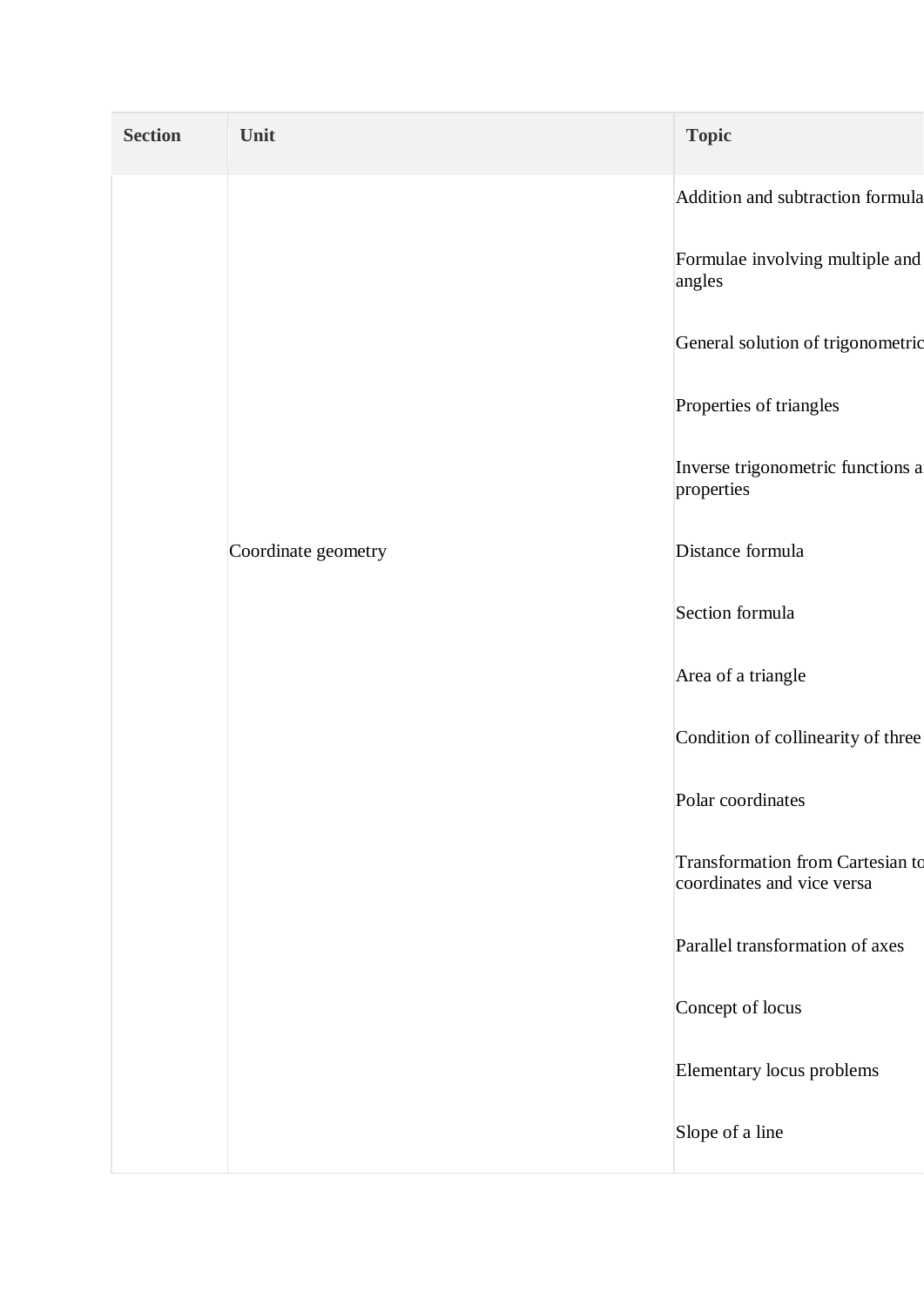| Section | Unit | Topic |
|---|---|---|
| | | Addition and subtraction formula |
| | | Formulae involving multiple and angles |
| | | General solution of trigonometric |
| | | Properties of triangles |
| | | Inverse trigonometric functions a properties |
| | Coordinate geometry | Distance formula |
| | | Section formula |
| | | Area of a triangle |
| | | Condition of collinearity of three |
| | | Polar coordinates |
| | | Transformation from Cartesian to coordinates and vice versa |
| | | Parallel transformation of axes |
| | | Concept of locus |
| | | Elementary locus problems |
| | | Slope of a line |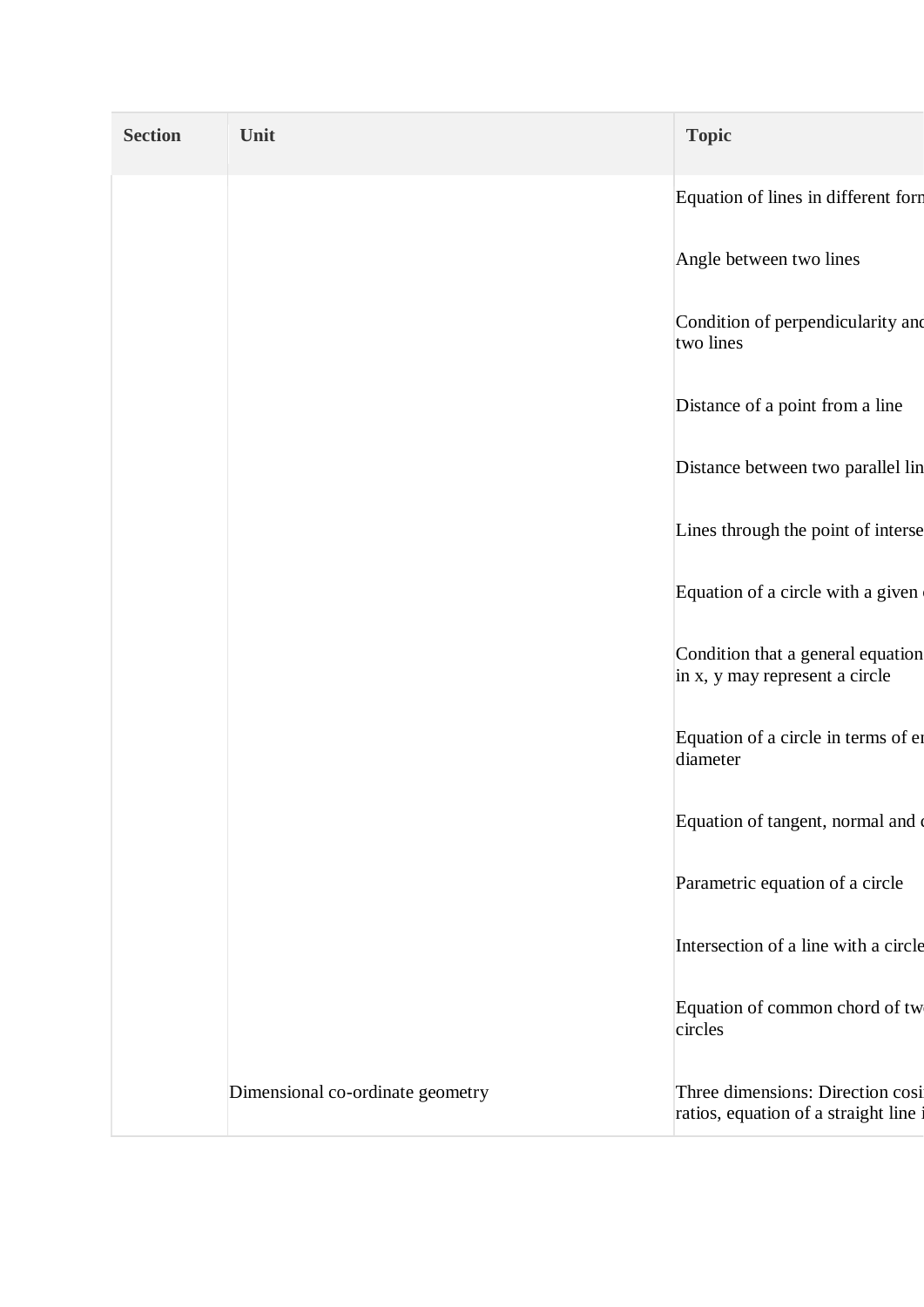| Section | Unit | Topic |
|---|---|---|
| | | Equation of lines in different forr |
| | | Angle between two lines |
| | | Condition of perpendicularity anc two lines |
| | | Distance of a point from a line |
| | | Distance between two parallel lin |
| | | Lines through the point of interse |
| | | Equation of a circle with a given |
| | | Condition that a general equation in x, y may represent a circle |
| | | Equation of a circle in terms of er diameter |
| | | Equation of tangent, normal and |
| | | Parametric equation of a circle |
| | | Intersection of a line with a circle |
| | | Equation of common chord of tw circles |
| | Dimensional co-ordinate geometry | Three dimensions: Direction cosi ratios, equation of a straight line i |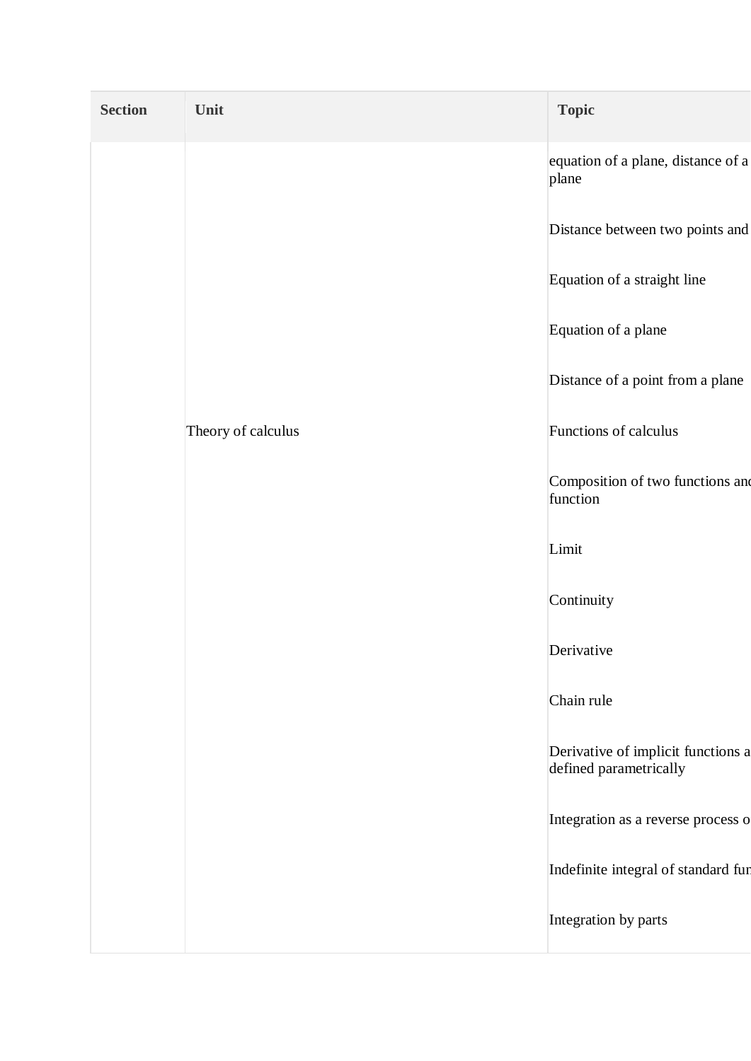| Section | Unit | Topic |
|---|---|---|
| | | equation of a plane, distance of a plane |
| | | Distance between two points and |
| | | Equation of a straight line |
| | | Equation of a plane |
| | | Distance of a point from a plane |
| | Theory of calculus | Functions of calculus |
| | | Composition of two functions and function |
| | | Limit |
| | | Continuity |
| | | Derivative |
| | | Chain rule |
| | | Derivative of implicit functions a defined parametrically |
| | | Integration as a reverse process o |
| | | Indefinite integral of standard fu |
| | | Integration by parts |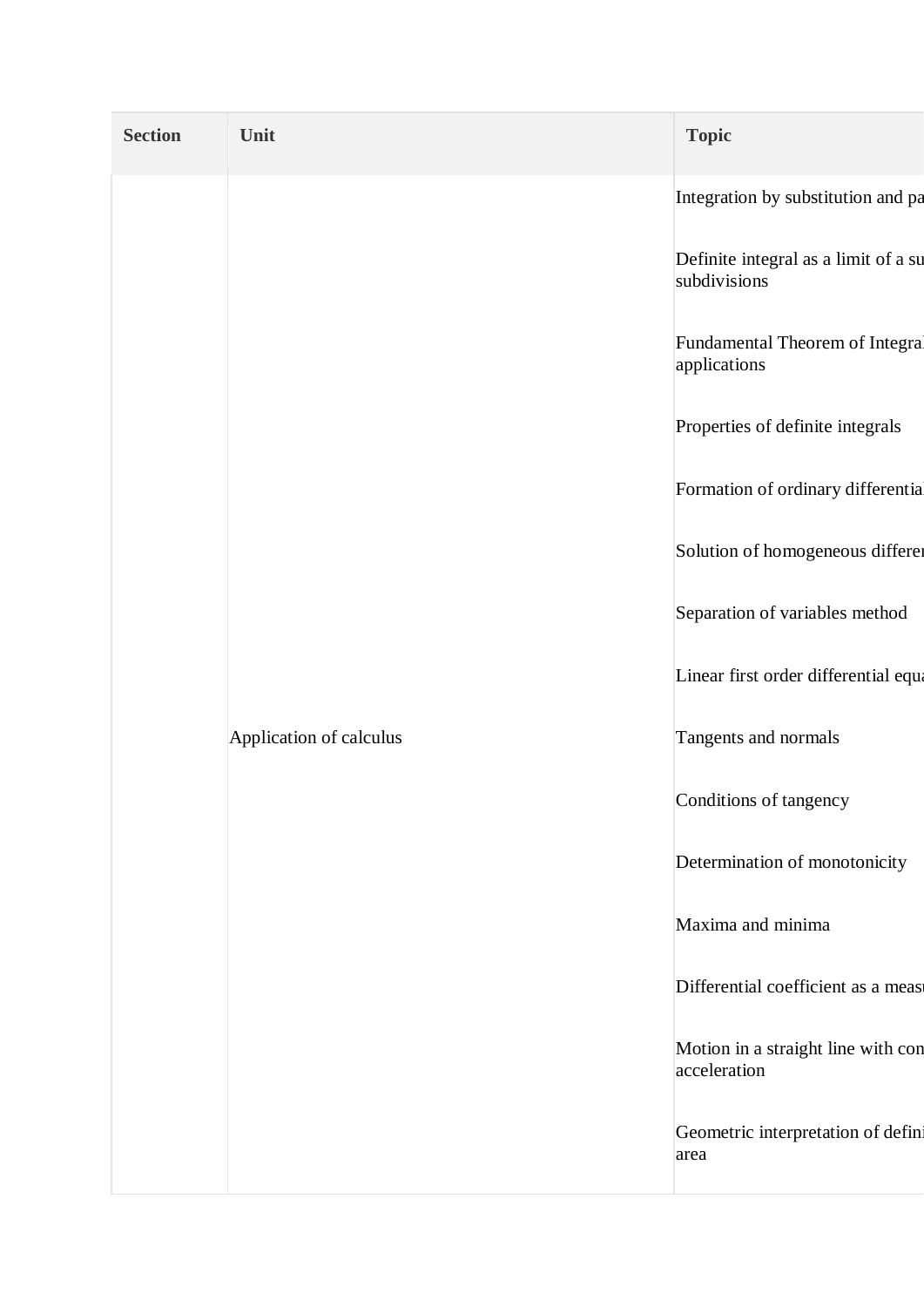| Section | Unit | Topic |
|---|---|---|
| | Application of calculus | Integration by substitution and pa |
| | | Definite integral as a limit of a su subdivisions |
| | | Fundamental Theorem of Integral applications |
| | | Properties of definite integrals |
| | | Formation of ordinary differential |
| | | Solution of homogeneous differen |
| | | Separation of variables method |
| | | Linear first order differential equa |
| | | Tangents and normals |
| | | Conditions of tangency |
| | | Determination of monotonicity |
| | | Maxima and minima |
| | | Differential coefficient as a measu |
| | | Motion in a straight line with con acceleration |
| | | Geometric interpretation of defini area |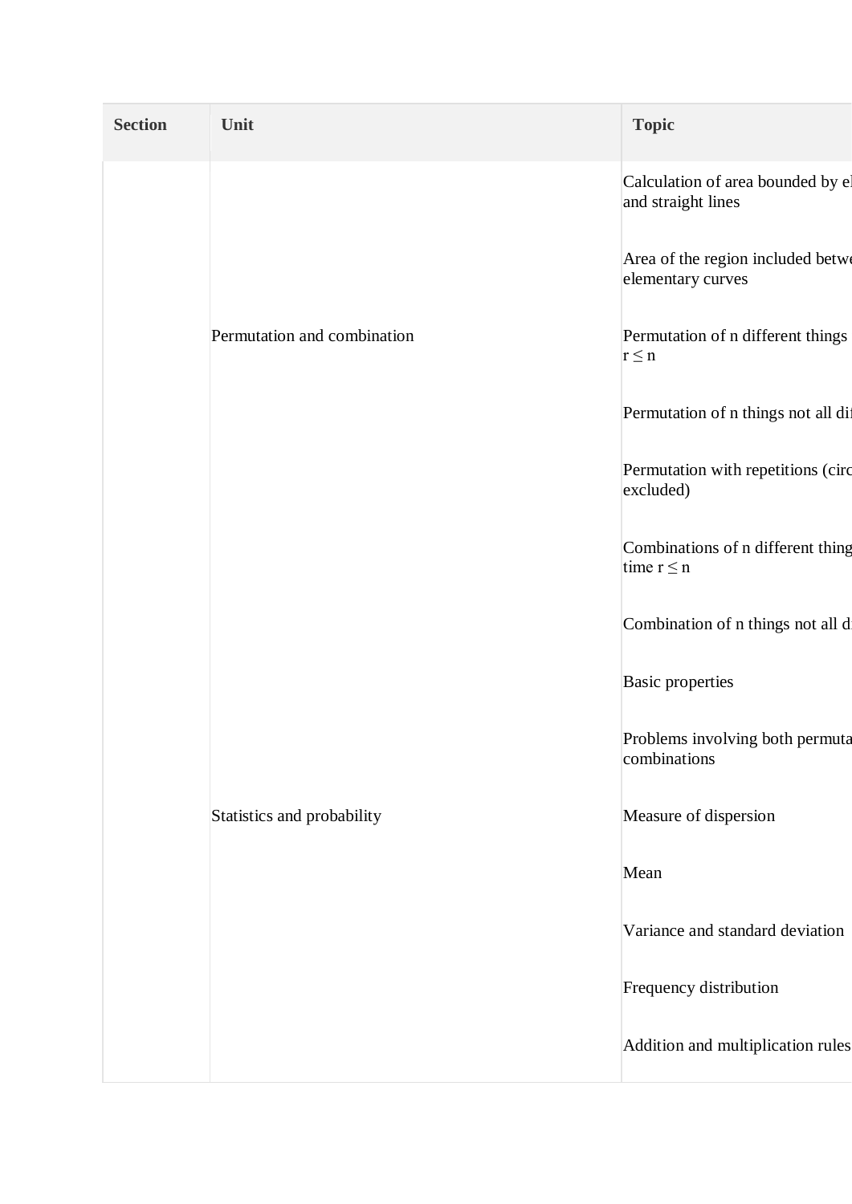| Section | Unit | Topic |
| --- | --- | --- |
| | | Calculation of area bounded by el and straight lines |
| | | Area of the region included betwe elementary curves |
| | Permutation and combination | Permutation of n different things $r \leq n$ |
| | | Permutation of n things not all dif |
| | | Permutation with repetitions (circ excluded) |
| | | Combinations of n different thing time $r \leq n$ |
| | | Combination of n things not all d |
| | | Basic properties |
| | | Problems involving both permuta combinations |
| | Statistics and probability | Measure of dispersion |
| | | Mean |
| | | Variance and standard deviation |
| | | Frequency distribution |
| | | Addition and multiplication rules |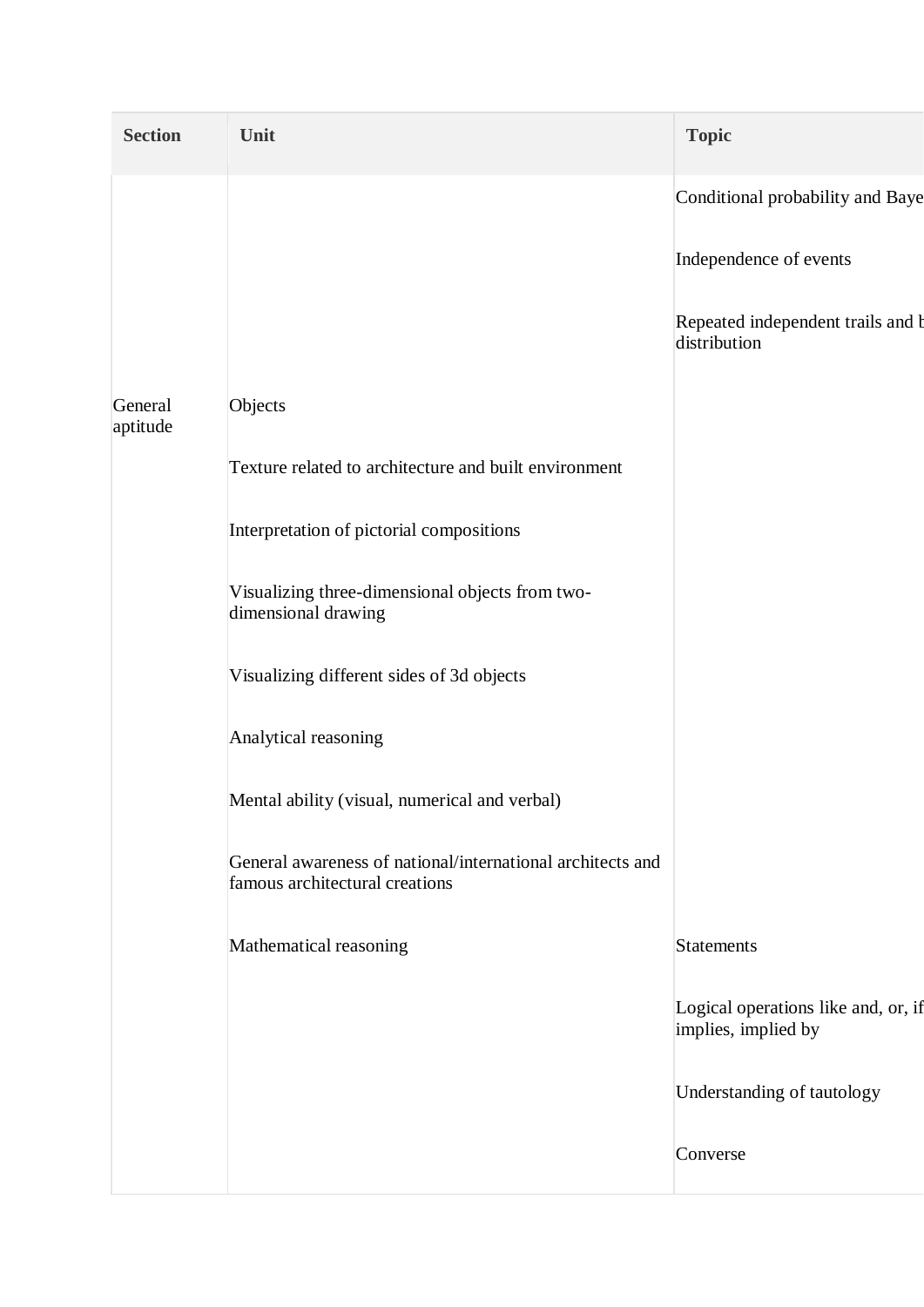| Section | Unit | Topic |
|---|---|---|
| | | Conditional probability and Baye |
| | | Independence of events |
| | | Repeated independent trails and b distribution |
| General aptitude | Objects | |
| | Texture related to architecture and built environment | |
| | Interpretation of pictorial compositions | |
| | Visualizing three-dimensional objects from two-dimensional drawing | |
| | Visualizing different sides of 3d objects | |
| | Analytical reasoning | |
| | Mental ability (visual, numerical and verbal) | |
| | General awareness of national/international architects and famous architectural creations | |
| | Mathematical reasoning | Statements |
| | | Logical operations like and, or, if implies, implied by |
| | | Understanding of tautology |
| | | Converse |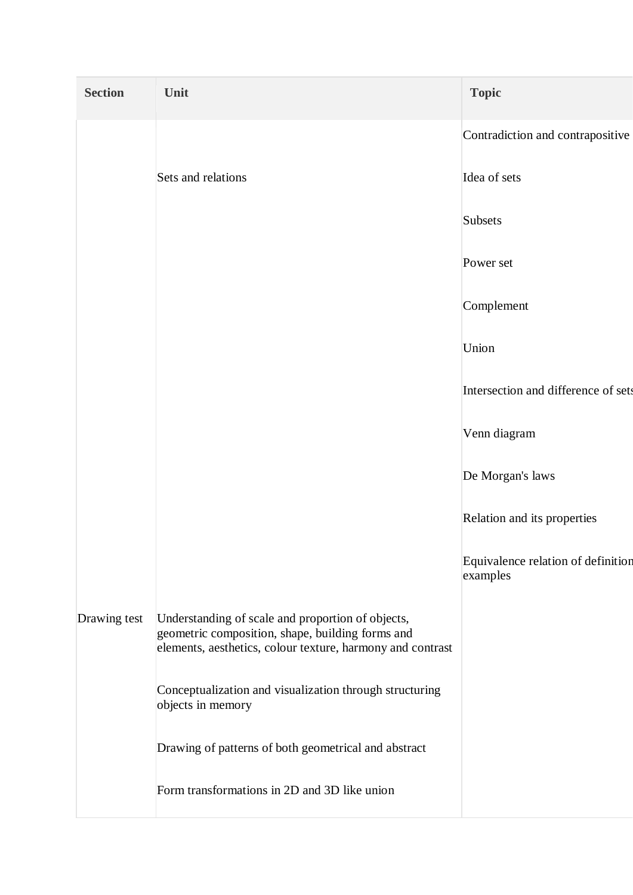| Section | Unit | Topic |
| --- | --- | --- |
| | | Contradiction and contrapositive |
| | Sets and relations | Idea of sets |
| | | Subsets |
| | | Power set |
| | | Complement |
| | | Union |
| | | Intersection and difference of sets |
| | | Venn diagram |
| | | De Morgan's laws |
| | | Relation and its properties |
| | | Equivalence relation of definition examples |
| Drawing test | Understanding of scale and proportion of objects, geometric composition, shape, building forms and elements, aesthetics, colour texture, harmony and contrast | |
| | Conceptualization and visualization through structuring objects in memory | |
| | Drawing of patterns of both geometrical and abstract | |
| | Form transformations in 2D and 3D like union | |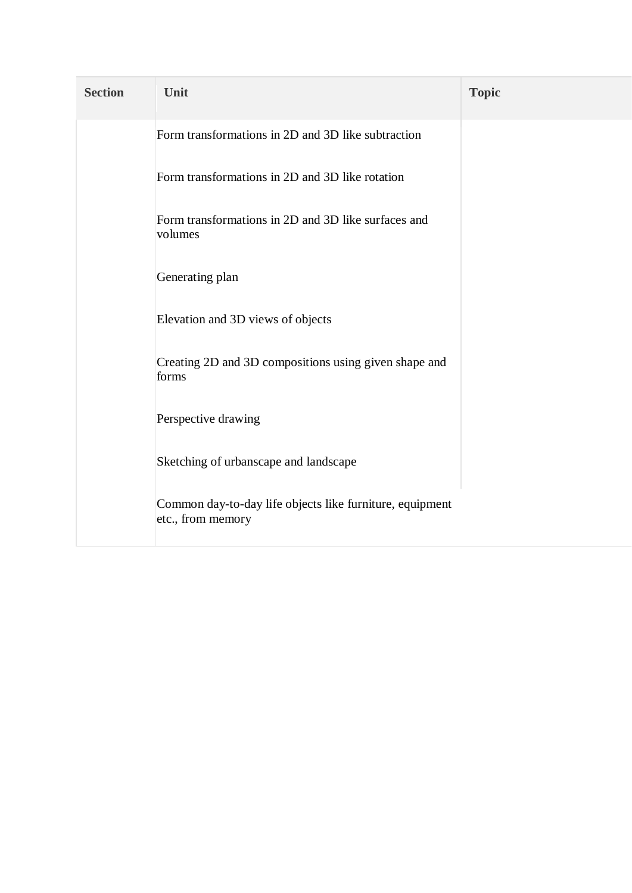| Section | Unit | Topic |
|---|---|---|
| | Form transformations in 2D and 3D like subtraction | |
| | Form transformations in 2D and 3D like rotation | |
| | Form transformations in 2D and 3D like surfaces and volumes | |
| | Generating plan | |
| | Elevation and 3D views of objects | |
| | Creating 2D and 3D compositions using given shape and forms | |
| | Perspective drawing | |
| | Sketching of urbanscape and landscape | |
| | Common day-to-day life objects like furniture, equipment etc., from memory | |